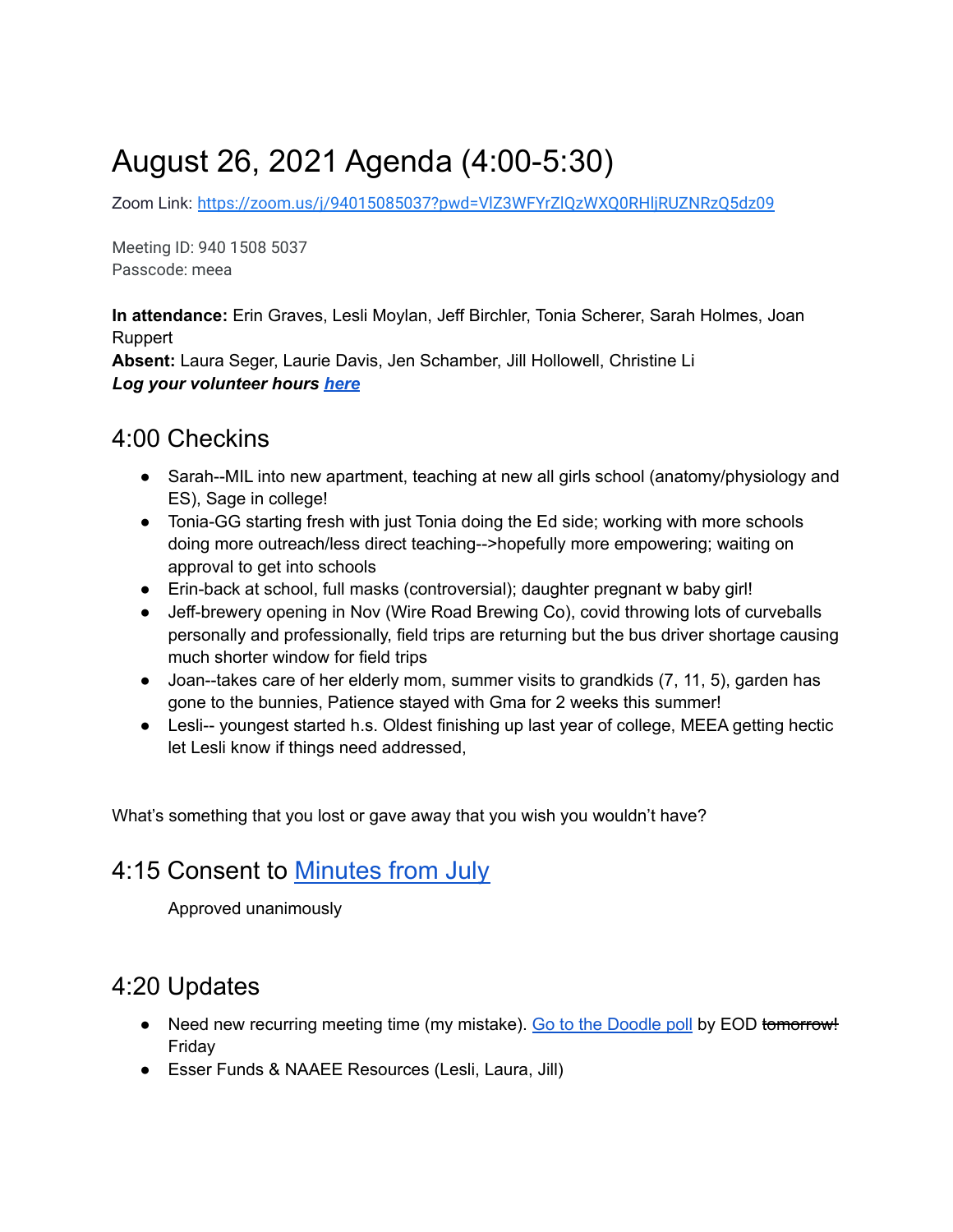# August 26, 2021 Agenda (4:00-5:30)

Zoom Link: [https://zoom.us/j/94015085037?pwd=VlZ3WFYrZlQzWXQ0RHljRUZNRzQ5dz09](https://zoom.us/j/94015085037?pwd=VlZ3WFYrZlQzWXQ0RHljRUZNRzQ5dz09)

Meeting ID: 940 1508 5037
Passcode: meea

**In attendance:** Erin Graves, Lesli Moylan, Jeff Birchler, Tonia Scherer, Sarah Holmes, Joan Ruppert
**Absent:** Laura Seger, Laurie Davis, Jen Schamber, Jill Hollowell, Christine Li
***Log your volunteer hours [here](#)***

## 4:00 Checkins

- Sarah--MIL into new apartment, teaching at new all girls school (anatomy/physiology and ES), Sage in college!
- Tonia-GG starting fresh with just Tonia doing the Ed side; working with more schools doing more outreach/less direct teaching-->hopefully more empowering; waiting on approval to get into schools
- Erin-back at school, full masks (controversial); daughter pregnant w baby girl!
- Jeff-brewery opening in Nov (Wire Road Brewing Co), covid throwing lots of curveballs personally and professionally, field trips are returning but the bus driver shortage causing much shorter window for field trips
- Joan--takes care of her elderly mom, summer visits to grandkids (7, 11, 5), garden has gone to the bunnies, Patience stayed with Gma for 2 weeks this summer!
- Lesli-- youngest started h.s. Oldest finishing up last year of college, MEEA getting hectic let Lesli know if things need addressed,

What's something that you lost or gave away that you wish you wouldn't have?

## 4:15 Consent to [Minutes from July](#)

Approved unanimously

## 4:20 Updates

- Need new recurring meeting time (my mistake). [Go to the Doodle poll](#) by EOD ~~tomorrow!~~ Friday
- Esser Funds & NAAEE Resources (Lesli, Laura, Jill)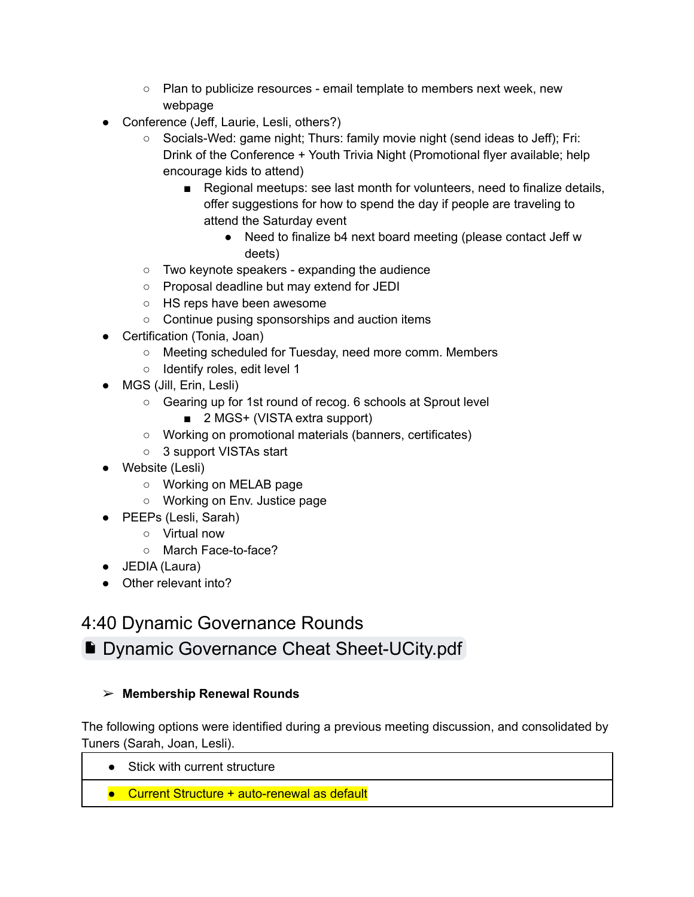- Plan to publicize resources - email template to members next week, new webpage
- Conference (Jeff, Laurie, Lesli, others?)
    - Socials-Wed: game night; Thurs: family movie night (send ideas to Jeff); Fri: Drink of the Conference + Youth Trivia Night (Promotional flyer available; help encourage kids to attend)
        - Regional meetups: see last month for volunteers, need to finalize details, offer suggestions for how to spend the day if people are traveling to attend the Saturday event
            - Need to finalize b4 next board meeting (please contact Jeff w deets)
    - Two keynote speakers - expanding the audience
    - Proposal deadline but may extend for JEDI
    - HS reps have been awesome
    - Continue pusing sponsorships and auction items
- Certification (Tonia, Joan)
    - Meeting scheduled for Tuesday, need more comm. Members
    - Identify roles, edit level 1
- MGS (Jill, Erin, Lesli)
    - Gearing up for 1st round of recog. 6 schools at Sprout level
        - 2 MGS+ (VISTA extra support)
    - Working on promotional materials (banners, certificates)
    - 3 support VISTAs start
- Website (Lesli)
    - Working on MELAB page
    - Working on Env. Justice page
- PEEPs (Lesli, Sarah)
    - Virtual now
    - March Face-to-face?
- JEDIA (Laura)
- Other relevant into?

## 4:40 Dynamic Governance Rounds

## Dynamic Governance Cheat Sheet-UCity.pdf

➢ **Membership Renewal Rounds**

The following options were identified during a previous meeting discussion, and consolidated by Tuners (Sarah, Joan, Lesli).

| |
|---|
| • Stick with current structure |
| • Current Structure + auto-renewal as default |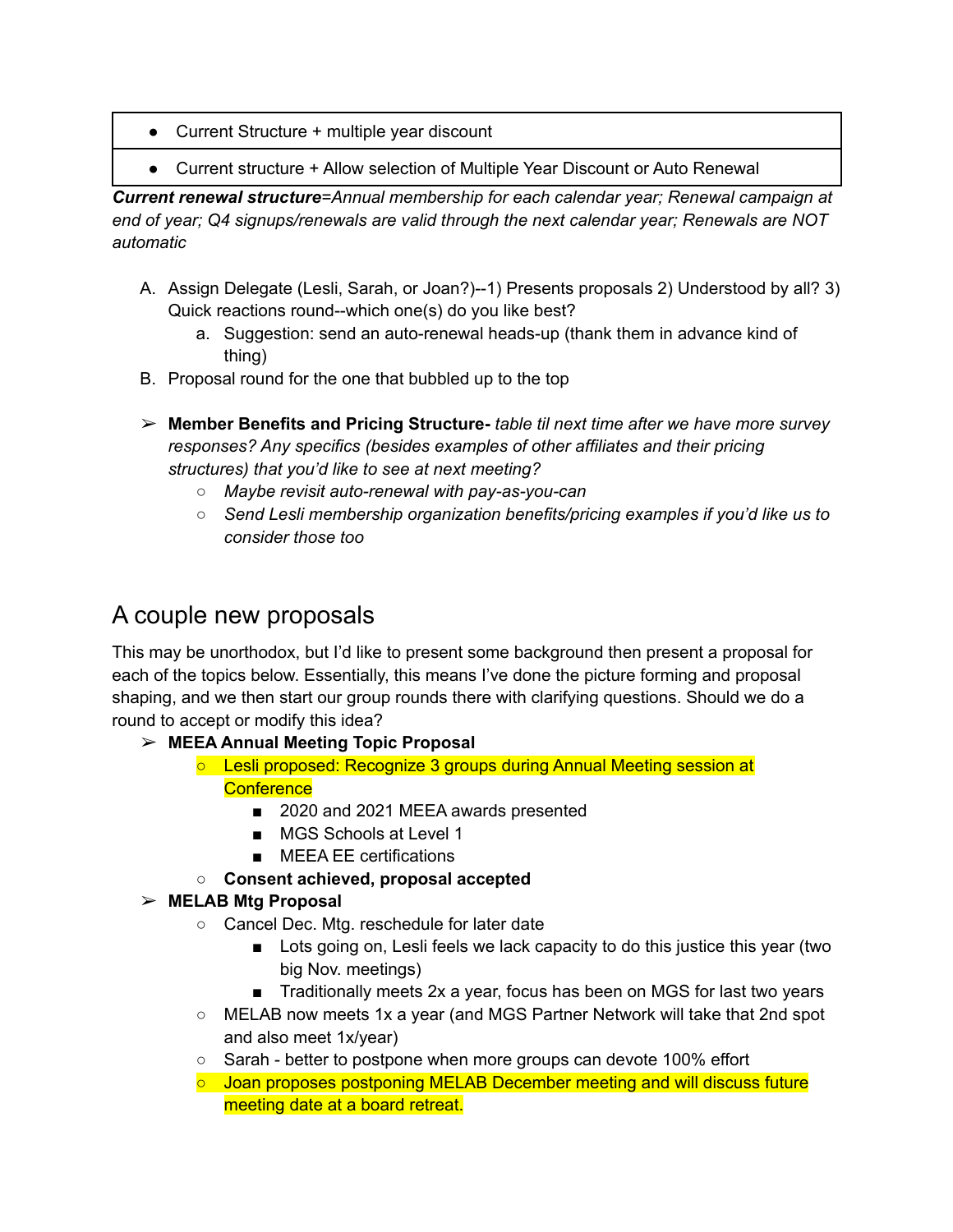| |
|---|
| • Current Structure + multiple year discount |
| • Current structure + Allow selection of Multiple Year Discount or Auto Renewal |

***Current renewal structure****=Annual membership for each calendar year; Renewal campaign at end of year; Q4 signups/renewals are valid through the next calendar year; Renewals are NOT automatic*

A. Assign Delegate (Lesli, Sarah, or Joan?)--1) Presents proposals 2) Understood by all? 3) Quick reactions round--which one(s) do you like best?
   a. Suggestion: send an auto-renewal heads-up (thank them in advance kind of thing)
B. Proposal round for the one that bubbled up to the top

➢ **Member Benefits and Pricing Structure-** *table til next time after we have more survey responses? Any specifics (besides examples of other affiliates and their pricing structures) that you'd like to see at next meeting?*
   - *Maybe revisit auto-renewal with pay-as-you-can*
   - *Send Lesli membership organization benefits/pricing examples if you'd like us to consider those too*

## A couple new proposals

This may be unorthodox, but I'd like to present some background then present a proposal for each of the topics below. Essentially, this means I've done the picture forming and proposal shaping, and we then start our group rounds there with clarifying questions. Should we do a round to accept or modify this idea?

➢ **MEEA Annual Meeting Topic Proposal**
   - Lesli proposed: Recognize 3 groups during Annual Meeting session at Conference
      - 2020 and 2021 MEEA awards presented
      - MGS Schools at Level 1
      - MEEA EE certifications
   - **Consent achieved, proposal accepted**

➢ **MELAB Mtg Proposal**
   - Cancel Dec. Mtg. reschedule for later date
      - Lots going on, Lesli feels we lack capacity to do this justice this year (two big Nov. meetings)
      - Traditionally meets 2x a year, focus has been on MGS for last two years
   - MELAB now meets 1x a year (and MGS Partner Network will take that 2nd spot and also meet 1x/year)
   - Sarah - better to postpone when more groups can devote 100% effort
   - Joan proposes postponing MELAB December meeting and will discuss future meeting date at a board retreat.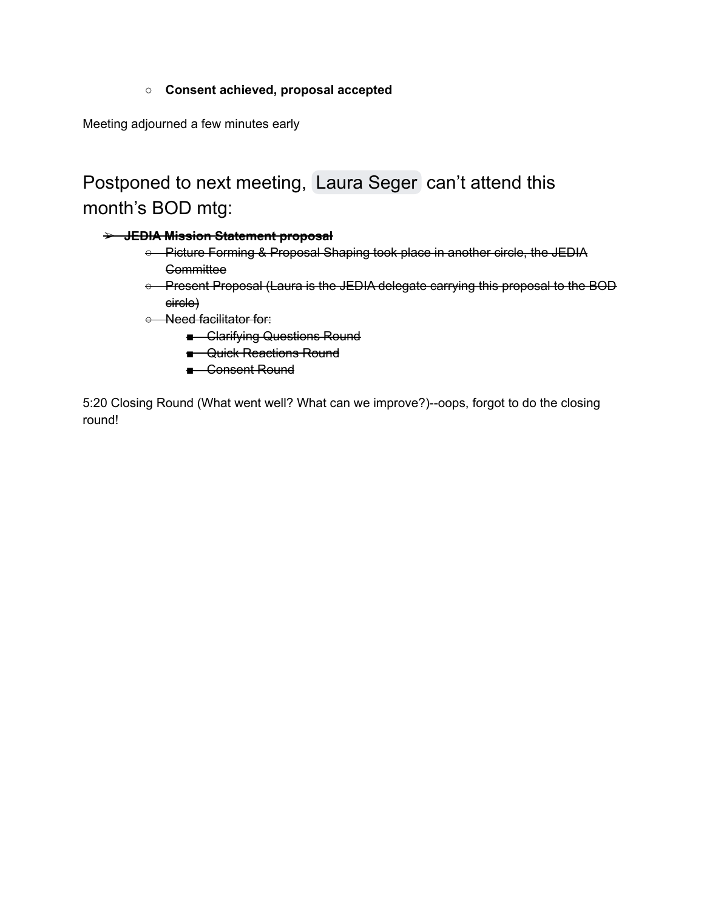- **Consent achieved, proposal accepted**

Meeting adjourned a few minutes early

## Postponed to next meeting, Laura Seger can't attend this month's BOD mtg:

- ~~**JEDIA Mission Statement proposal**~~
  - ~~Picture Forming & Proposal Shaping took place in another circle, the JEDIA Committee~~
  - ~~Present Proposal (Laura is the JEDIA delegate carrying this proposal to the BOD circle)~~
  - ~~Need facilitator for:~~
    - ~~Clarifying Questions Round~~
    - ~~Quick Reactions Round~~
    - ~~Consent Round~~

5:20 Closing Round (What went well? What can we improve?)--oops, forgot to do the closing round!